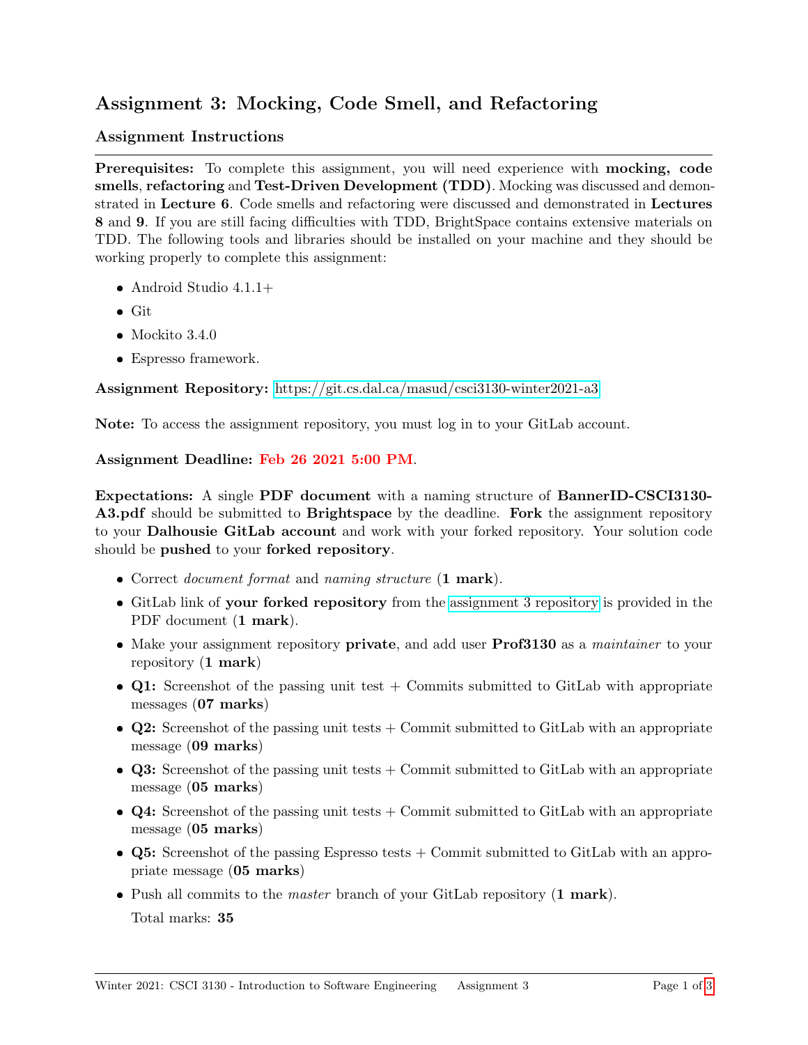# Assignment 3: Mocking, Code Smell, and Refactoring

## Assignment Instructions

**Prerequisites:** To complete this assignment, you will need experience with **mocking, code smells**, **refactoring** and **Test-Driven Development (TDD)**. Mocking was discussed and demonstrated in **Lecture 6**. Code smells and refactoring were discussed and demonstrated in **Lectures 8** and **9**. If you are still facing difficulties with TDD, BrightSpace contains extensive materials on TDD. The following tools and libraries should be installed on your machine and they should be working properly to complete this assignment:

- Android Studio 4.1.1+
- Git
- Mockito 3.4.0
- Espresso framework.

**Assignment Repository:** https://git.cs.dal.ca/masud/csci3130-winter2021-a3

**Note:** To access the assignment repository, you must log in to your GitLab account.

**Assignment Deadline: Feb 26 2021 5:00 PM**.

**Expectations:** A single **PDF document** with a naming structure of **BannerID-CSCI3130-A3.pdf** should be submitted to **Brightspace** by the deadline. **Fork** the assignment repository to your **Dalhousie GitLab account** and work with your forked repository. Your solution code should be **pushed** to your **forked repository**.

- Correct *document format* and *naming structure* (**1 mark**).
- GitLab link of **your forked repository** from the assignment 3 repository is provided in the PDF document (**1 mark**).
- Make your assignment repository **private**, and add user **Prof3130** as a *maintainer* to your repository (**1 mark**)
- **Q1:** Screenshot of the passing unit test + Commits submitted to GitLab with appropriate messages (**07 marks**)
- **Q2:** Screenshot of the passing unit tests + Commit submitted to GitLab with an appropriate message (**09 marks**)
- **Q3:** Screenshot of the passing unit tests + Commit submitted to GitLab with an appropriate message (**05 marks**)
- **Q4:** Screenshot of the passing unit tests + Commit submitted to GitLab with an appropriate message (**05 marks**)
- **Q5:** Screenshot of the passing Espresso tests + Commit submitted to GitLab with an appropriate message (**05 marks**)
- Push all commits to the *master* branch of your GitLab repository (**1 mark**).

  Total marks: **35**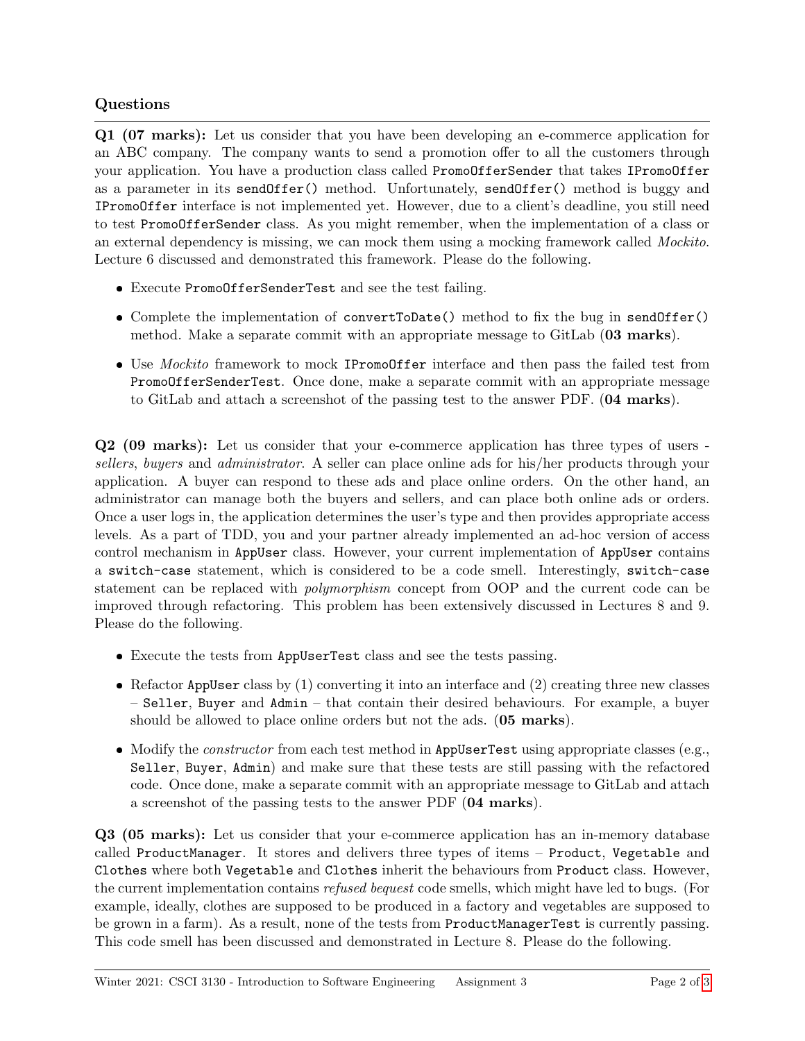## Questions

**Q1 (07 marks):** Let us consider that you have been developing an e-commerce application for an ABC company. The company wants to send a promotion offer to all the customers through your application. You have a production class called `PromoOfferSender` that takes `IPromoOffer` as a parameter in its `sendOffer()` method. Unfortunately, `sendOffer()` method is buggy and `IPromoOffer` interface is not implemented yet. However, due to a client's deadline, you still need to test `PromoOfferSender` class. As you might remember, when the implementation of a class or an external dependency is missing, we can mock them using a mocking framework called *Mockito*. Lecture 6 discussed and demonstrated this framework. Please do the following.

- Execute `PromoOfferSenderTest` and see the test failing.
- Complete the implementation of `convertToDate()` method to fix the bug in `sendOffer()` method. Make a separate commit with an appropriate message to GitLab (**03 marks**).
- Use *Mockito* framework to mock `IPromoOffer` interface and then pass the failed test from `PromoOfferSenderTest`. Once done, make a separate commit with an appropriate message to GitLab and attach a screenshot of the passing test to the answer PDF. (**04 marks**).

**Q2 (09 marks):** Let us consider that your e-commerce application has three types of users - *sellers*, *buyers* and *administrator*. A seller can place online ads for his/her products through your application. A buyer can respond to these ads and place online orders. On the other hand, an administrator can manage both the buyers and sellers, and can place both online ads or orders. Once a user logs in, the application determines the user's type and then provides appropriate access levels. As a part of TDD, you and your partner already implemented an ad-hoc version of access control mechanism in `AppUser` class. However, your current implementation of `AppUser` contains a `switch-case` statement, which is considered to be a code smell. Interestingly, `switch-case` statement can be replaced with *polymorphism* concept from OOP and the current code can be improved through refactoring. This problem has been extensively discussed in Lectures 8 and 9. Please do the following.

- Execute the tests from `AppUserTest` class and see the tests passing.
- Refactor `AppUser` class by (1) converting it into an interface and (2) creating three new classes – `Seller`, `Buyer` and `Admin` – that contain their desired behaviours. For example, a buyer should be allowed to place online orders but not the ads. (**05 marks**).
- Modify the *constructor* from each test method in `AppUserTest` using appropriate classes (e.g., `Seller`, `Buyer`, `Admin`) and make sure that these tests are still passing with the refactored code. Once done, make a separate commit with an appropriate message to GitLab and attach a screenshot of the passing tests to the answer PDF (**04 marks**).

**Q3 (05 marks):** Let us consider that your e-commerce application has an in-memory database called `ProductManager`. It stores and delivers three types of items – `Product`, `Vegetable` and `Clothes` where both `Vegetable` and `Clothes` inherit the behaviours from `Product` class. However, the current implementation contains *refused bequest* code smells, which might have led to bugs. (For example, ideally, clothes are supposed to be produced in a factory and vegetables are supposed to be grown in a farm). As a result, none of the tests from `ProductManagerTest` is currently passing. This code smell has been discussed and demonstrated in Lecture 8. Please do the following.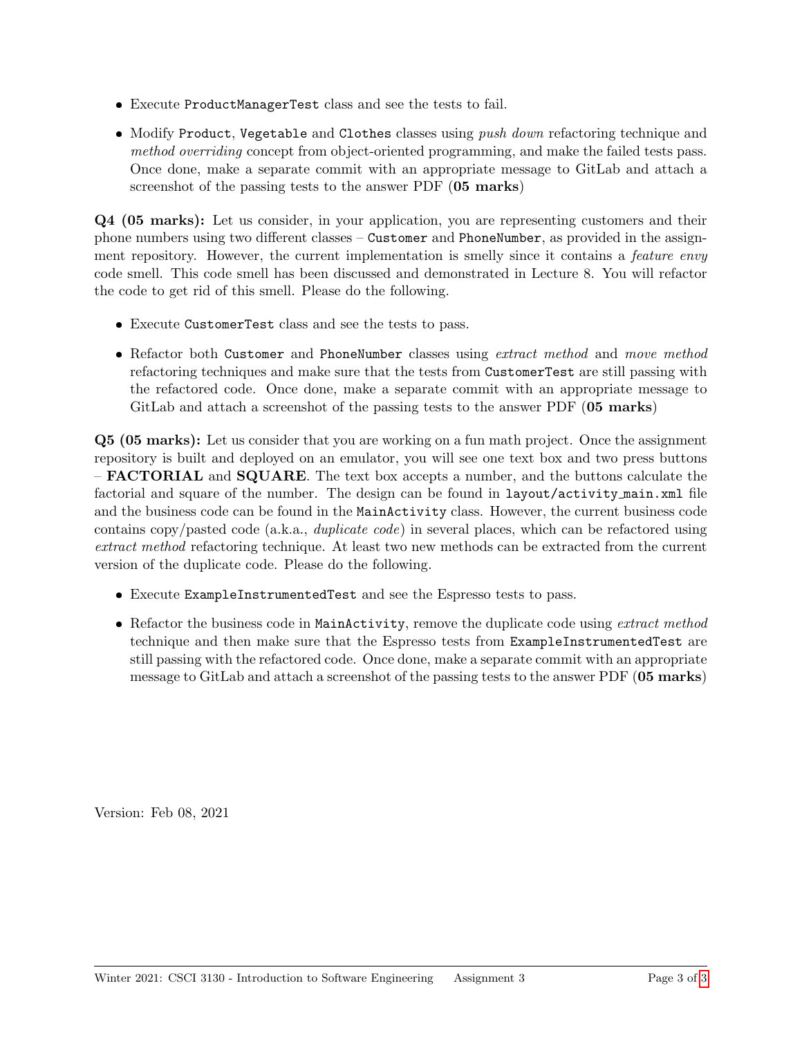- Execute `ProductManagerTest` class and see the tests to fail.
- Modify `Product`, `Vegetable` and `Clothes` classes using *push down* refactoring technique and *method overriding* concept from object-oriented programming, and make the failed tests pass. Once done, make a separate commit with an appropriate message to GitLab and attach a screenshot of the passing tests to the answer PDF (**05 marks**)

**Q4 (05 marks):** Let us consider, in your application, you are representing customers and their phone numbers using two different classes – `Customer` and `PhoneNumber`, as provided in the assignment repository. However, the current implementation is smelly since it contains a *feature envy* code smell. This code smell has been discussed and demonstrated in Lecture 8. You will refactor the code to get rid of this smell. Please do the following.

- Execute `CustomerTest` class and see the tests to pass.
- Refactor both `Customer` and `PhoneNumber` classes using *extract method* and *move method* refactoring techniques and make sure that the tests from `CustomerTest` are still passing with the refactored code. Once done, make a separate commit with an appropriate message to GitLab and attach a screenshot of the passing tests to the answer PDF (**05 marks**)

**Q5 (05 marks):** Let us consider that you are working on a fun math project. Once the assignment repository is built and deployed on an emulator, you will see one text box and two press buttons – **FACTORIAL** and **SQUARE**. The text box accepts a number, and the buttons calculate the factorial and square of the number. The design can be found in `layout/activity_main.xml` file and the business code can be found in the `MainActivity` class. However, the current business code contains copy/pasted code (a.k.a., *duplicate code*) in several places, which can be refactored using *extract method* refactoring technique. At least two new methods can be extracted from the current version of the duplicate code. Please do the following.

- Execute `ExampleInstrumentedTest` and see the Espresso tests to pass.
- Refactor the business code in `MainActivity`, remove the duplicate code using *extract method* technique and then make sure that the Espresso tests from `ExampleInstrumentedTest` are still passing with the refactored code. Once done, make a separate commit with an appropriate message to GitLab and attach a screenshot of the passing tests to the answer PDF (**05 marks**)

Version: Feb 08, 2021